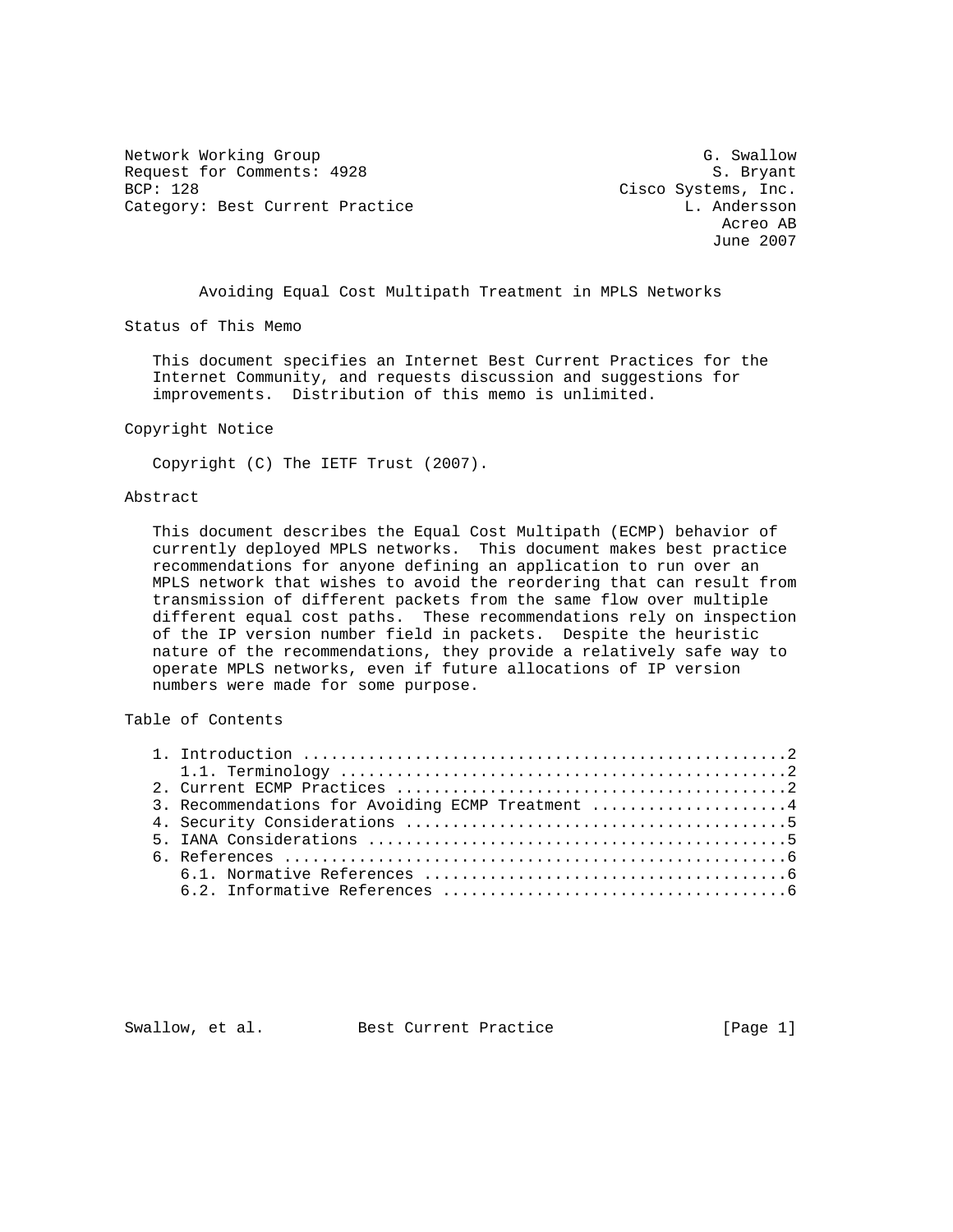Network Working Group G. Swallow
Request for Comments: 4928 S. Bryant
BCP: 128 Cisco Systems, Inc.
Category: Best Current Practice L. Andersson
Acreo AB
June 2007

# Avoiding Equal Cost Multipath Treatment in MPLS Networks

## Status of This Memo

This document specifies an Internet Best Current Practices for the Internet Community, and requests discussion and suggestions for improvements. Distribution of this memo is unlimited.

## Copyright Notice

Copyright (C) The IETF Trust (2007).

## Abstract

This document describes the Equal Cost Multipath (ECMP) behavior of currently deployed MPLS networks. This document makes best practice recommendations for anyone defining an application to run over an MPLS network that wishes to avoid the reordering that can result from transmission of different packets from the same flow over multiple different equal cost paths. These recommendations rely on inspection of the IP version number field in packets. Despite the heuristic nature of the recommendations, they provide a relatively safe way to operate MPLS networks, even if future allocations of IP version numbers were made for some purpose.

## Table of Contents

1. Introduction ....................................................2
   1.1. Terminology ................................................2
2. Current ECMP Practices ..........................................2
3. Recommendations for Avoiding ECMP Treatment .....................4
4. Security Considerations .........................................5
5. IANA Considerations .............................................5
6. References ......................................................6
   6.1. Normative References .......................................6
   6.2. Informative References .....................................6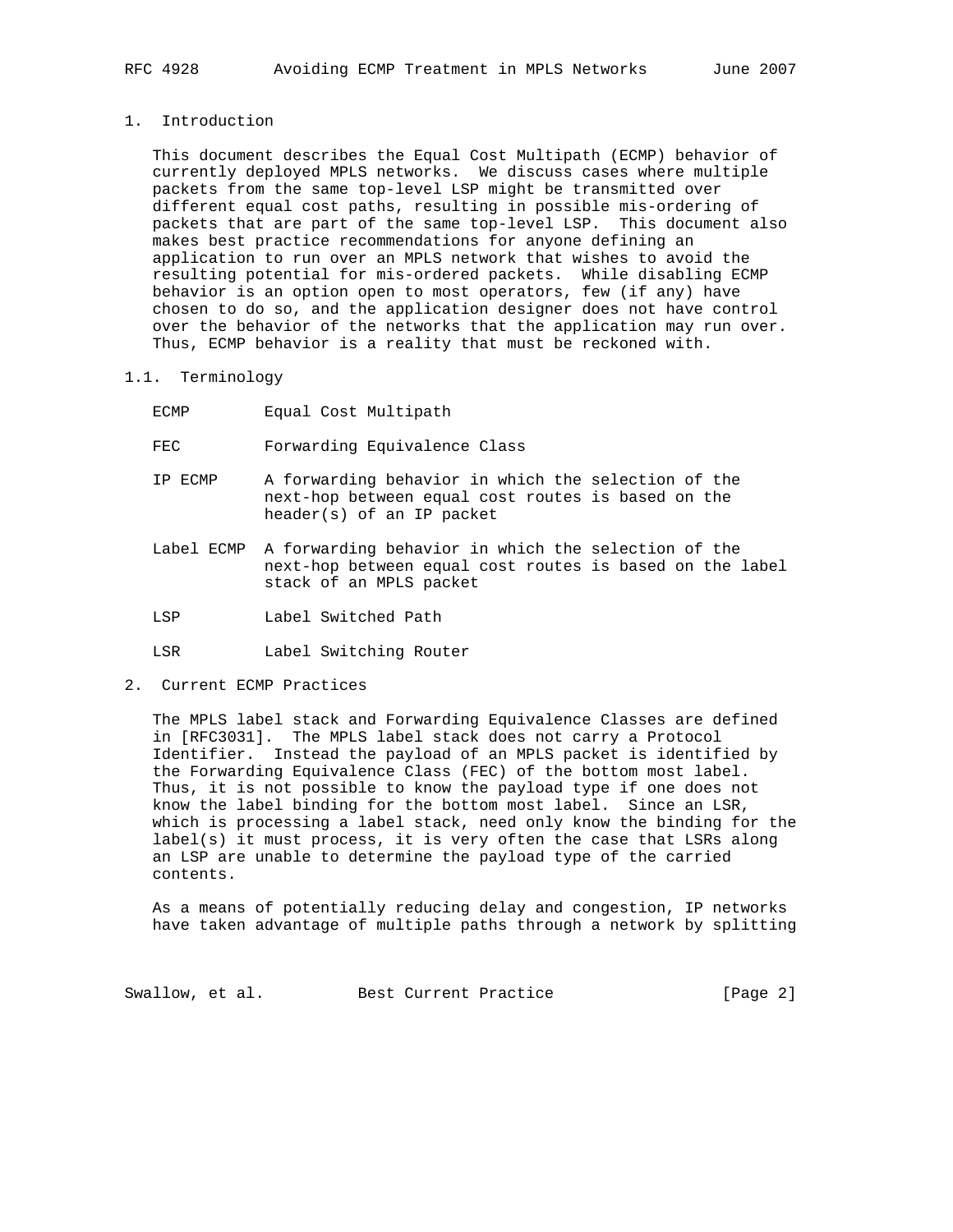## 1. Introduction

This document describes the Equal Cost Multipath (ECMP) behavior of currently deployed MPLS networks. We discuss cases where multiple packets from the same top-level LSP might be transmitted over different equal cost paths, resulting in possible mis-ordering of packets that are part of the same top-level LSP. This document also makes best practice recommendations for anyone defining an application to run over an MPLS network that wishes to avoid the resulting potential for mis-ordered packets. While disabling ECMP behavior is an option open to most operators, few (if any) have chosen to do so, and the application designer does not have control over the behavior of the networks that the application may run over. Thus, ECMP behavior is a reality that must be reckoned with.

### 1.1. Terminology

- ECMP — Equal Cost Multipath
- FEC — Forwarding Equivalence Class
- IP ECMP — A forwarding behavior in which the selection of the next-hop between equal cost routes is based on the header(s) of an IP packet
- Label ECMP — A forwarding behavior in which the selection of the next-hop between equal cost routes is based on the label stack of an MPLS packet
- LSP — Label Switched Path
- LSR — Label Switching Router

## 2. Current ECMP Practices

The MPLS label stack and Forwarding Equivalence Classes are defined in [RFC3031]. The MPLS label stack does not carry a Protocol Identifier. Instead the payload of an MPLS packet is identified by the Forwarding Equivalence Class (FEC) of the bottom most label. Thus, it is not possible to know the payload type if one does not know the label binding for the bottom most label. Since an LSR, which is processing a label stack, need only know the binding for the label(s) it must process, it is very often the case that LSRs along an LSP are unable to determine the payload type of the carried contents.

As a means of potentially reducing delay and congestion, IP networks have taken advantage of multiple paths through a network by splitting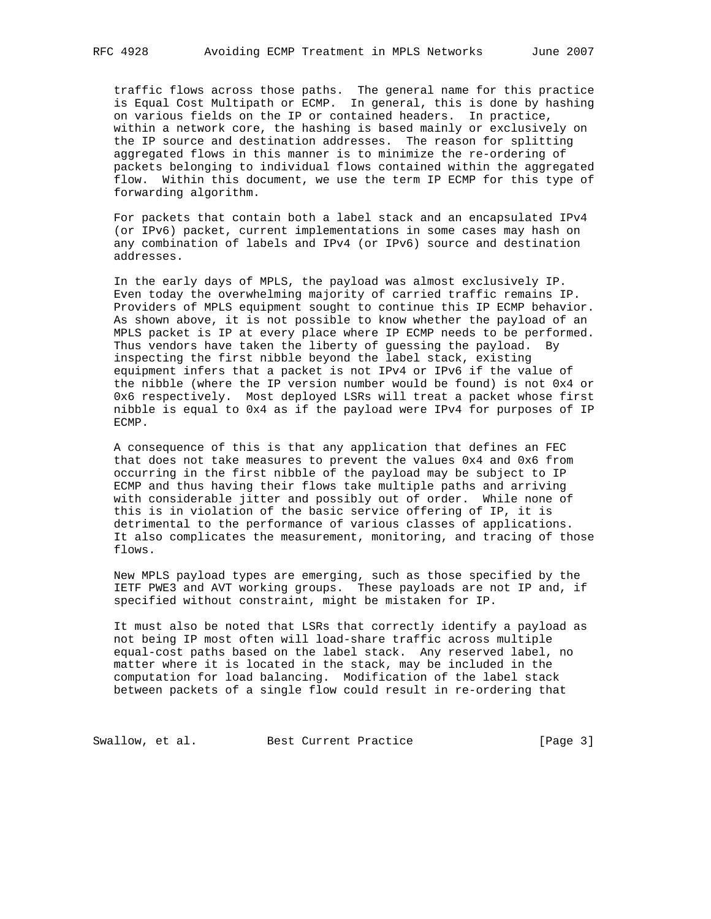traffic flows across those paths. The general name for this practice is Equal Cost Multipath or ECMP. In general, this is done by hashing on various fields on the IP or contained headers. In practice, within a network core, the hashing is based mainly or exclusively on the IP source and destination addresses. The reason for splitting aggregated flows in this manner is to minimize the re-ordering of packets belonging to individual flows contained within the aggregated flow. Within this document, we use the term IP ECMP for this type of forwarding algorithm.

For packets that contain both a label stack and an encapsulated IPv4 (or IPv6) packet, current implementations in some cases may hash on any combination of labels and IPv4 (or IPv6) source and destination addresses.

In the early days of MPLS, the payload was almost exclusively IP. Even today the overwhelming majority of carried traffic remains IP. Providers of MPLS equipment sought to continue this IP ECMP behavior. As shown above, it is not possible to know whether the payload of an MPLS packet is IP at every place where IP ECMP needs to be performed. Thus vendors have taken the liberty of guessing the payload. By inspecting the first nibble beyond the label stack, existing equipment infers that a packet is not IPv4 or IPv6 if the value of the nibble (where the IP version number would be found) is not 0x4 or 0x6 respectively. Most deployed LSRs will treat a packet whose first nibble is equal to 0x4 as if the payload were IPv4 for purposes of IP ECMP.

A consequence of this is that any application that defines an FEC that does not take measures to prevent the values 0x4 and 0x6 from occurring in the first nibble of the payload may be subject to IP ECMP and thus having their flows take multiple paths and arriving with considerable jitter and possibly out of order. While none of this is in violation of the basic service offering of IP, it is detrimental to the performance of various classes of applications. It also complicates the measurement, monitoring, and tracing of those flows.

New MPLS payload types are emerging, such as those specified by the IETF PWE3 and AVT working groups. These payloads are not IP and, if specified without constraint, might be mistaken for IP.

It must also be noted that LSRs that correctly identify a payload as not being IP most often will load-share traffic across multiple equal-cost paths based on the label stack. Any reserved label, no matter where it is located in the stack, may be included in the computation for load balancing. Modification of the label stack between packets of a single flow could result in re-ordering that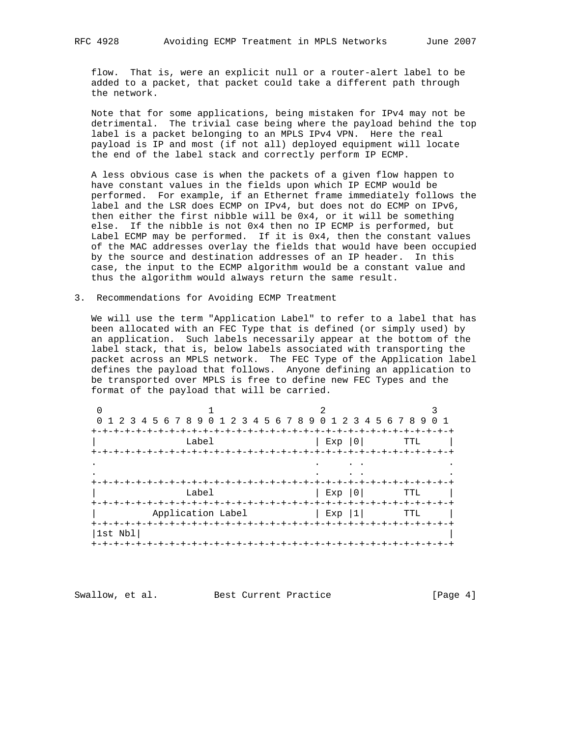flow. That is, were an explicit null or a router-alert label to be added to a packet, that packet could take a different path through the network.

Note that for some applications, being mistaken for IPv4 may not be detrimental. The trivial case being where the payload behind the top label is a packet belonging to an MPLS IPv4 VPN. Here the real payload is IP and most (if not all) deployed equipment will locate the end of the label stack and correctly perform IP ECMP.

A less obvious case is when the packets of a given flow happen to have constant values in the fields upon which IP ECMP would be performed. For example, if an Ethernet frame immediately follows the label and the LSR does ECMP on IPv4, but does not do ECMP on IPv6, then either the first nibble will be 0x4, or it will be something else. If the nibble is not 0x4 then no IP ECMP is performed, but Label ECMP may be performed. If it is 0x4, then the constant values of the MAC addresses overlay the fields that would have been occupied by the source and destination addresses of an IP header. In this case, the input to the ECMP algorithm would be a constant value and thus the algorithm would always return the same result.

## 3. Recommendations for Avoiding ECMP Treatment

We will use the term "Application Label" to refer to a label that has been allocated with an FEC Type that is defined (or simply used) by an application. Such labels necessarily appear at the bottom of the label stack, that is, below labels associated with transporting the packet across an MPLS network. The FEC Type of the Application label defines the payload that follows. Anyone defining an application to be transported over MPLS is free to define new FEC Types and the format of the payload that will be carried.

```
 0                   1                   2                   3
 0 1 2 3 4 5 6 7 8 9 0 1 2 3 4 5 6 7 8 9 0 1 2 3 4 5 6 7 8 9 0 1
+-+-+-+-+-+-+-+-+-+-+-+-+-+-+-+-+-+-+-+-+-+-+-+-+-+-+-+-+-+-+-+-+
|                Label                  | Exp |0|       TTL     |
+-+-+-+-+-+-+-+-+-+-+-+-+-+-+-+-+-+-+-+-+-+-+-+-+-+-+-+-+-+-+-+-+
.                                       .     . .               .
.                                       .     . .               .
+-+-+-+-+-+-+-+-+-+-+-+-+-+-+-+-+-+-+-+-+-+-+-+-+-+-+-+-+-+-+-+-+
|                Label                  | Exp |0|       TTL     |
+-+-+-+-+-+-+-+-+-+-+-+-+-+-+-+-+-+-+-+-+-+-+-+-+-+-+-+-+-+-+-+-+
|          Application Label            | Exp |1|       TTL     |
+-+-+-+-+-+-+-+-+-+-+-+-+-+-+-+-+-+-+-+-+-+-+-+-+-+-+-+-+-+-+-+-+
|1st Nbl|                                                       |
+-+-+-+-+-+-+-+-+-+-+-+-+-+-+-+-+-+-+-+-+-+-+-+-+-+-+-+-+-+-+-+-+
```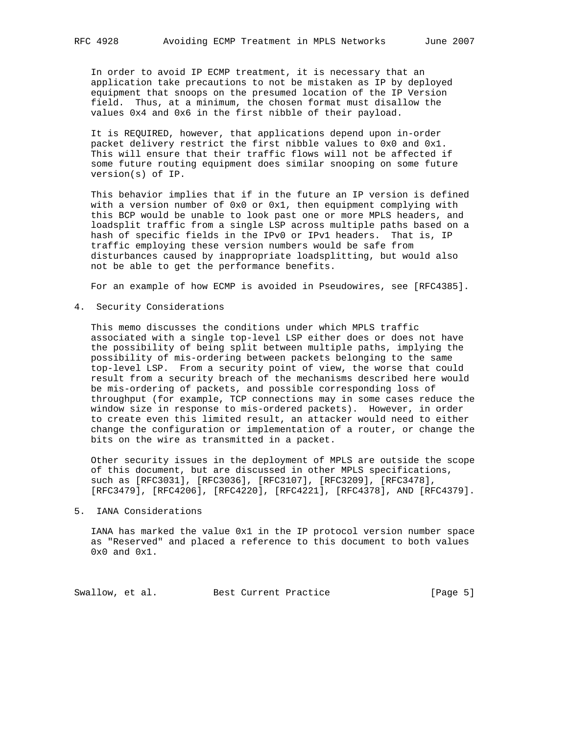In order to avoid IP ECMP treatment, it is necessary that an application take precautions to not be mistaken as IP by deployed equipment that snoops on the presumed location of the IP Version field. Thus, at a minimum, the chosen format must disallow the values 0x4 and 0x6 in the first nibble of their payload.

It is REQUIRED, however, that applications depend upon in-order packet delivery restrict the first nibble values to 0x0 and 0x1. This will ensure that their traffic flows will not be affected if some future routing equipment does similar snooping on some future version(s) of IP.

This behavior implies that if in the future an IP version is defined with a version number of 0x0 or 0x1, then equipment complying with this BCP would be unable to look past one or more MPLS headers, and loadsplit traffic from a single LSP across multiple paths based on a hash of specific fields in the IPv0 or IPv1 headers. That is, IP traffic employing these version numbers would be safe from disturbances caused by inappropriate loadsplitting, but would also not be able to get the performance benefits.

For an example of how ECMP is avoided in Pseudowires, see [RFC4385].

## 4. Security Considerations

This memo discusses the conditions under which MPLS traffic associated with a single top-level LSP either does or does not have the possibility of being split between multiple paths, implying the possibility of mis-ordering between packets belonging to the same top-level LSP. From a security point of view, the worse that could result from a security breach of the mechanisms described here would be mis-ordering of packets, and possible corresponding loss of throughput (for example, TCP connections may in some cases reduce the window size in response to mis-ordered packets). However, in order to create even this limited result, an attacker would need to either change the configuration or implementation of a router, or change the bits on the wire as transmitted in a packet.

Other security issues in the deployment of MPLS are outside the scope of this document, but are discussed in other MPLS specifications, such as [RFC3031], [RFC3036], [RFC3107], [RFC3209], [RFC3478], [RFC3479], [RFC4206], [RFC4220], [RFC4221], [RFC4378], AND [RFC4379].

## 5. IANA Considerations

IANA has marked the value 0x1 in the IP protocol version number space as "Reserved" and placed a reference to this document to both values 0x0 and 0x1.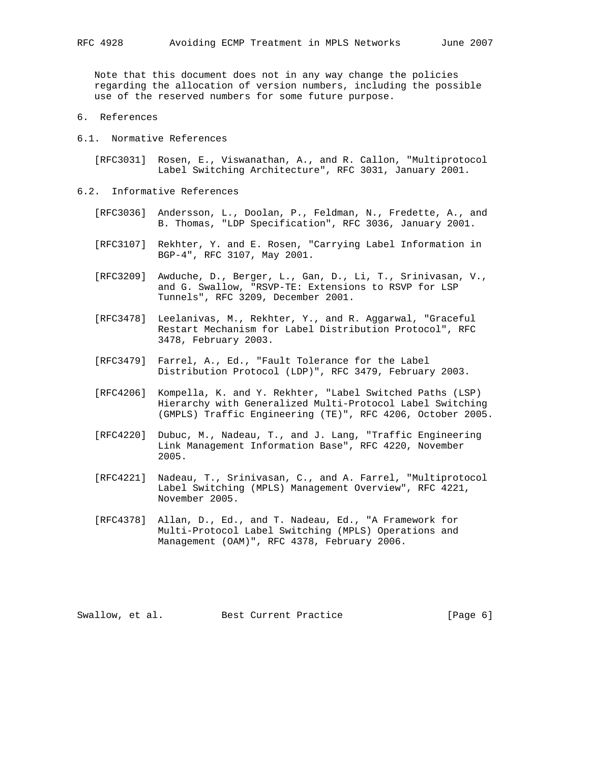Note that this document does not in any way change the policies regarding the allocation of version numbers, including the possible use of the reserved numbers for some future purpose.

## 6. References

### 6.1. Normative References

[RFC3031] Rosen, E., Viswanathan, A., and R. Callon, "Multiprotocol Label Switching Architecture", RFC 3031, January 2001.

### 6.2. Informative References

[RFC3036] Andersson, L., Doolan, P., Feldman, N., Fredette, A., and B. Thomas, "LDP Specification", RFC 3036, January 2001.

[RFC3107] Rekhter, Y. and E. Rosen, "Carrying Label Information in BGP-4", RFC 3107, May 2001.

[RFC3209] Awduche, D., Berger, L., Gan, D., Li, T., Srinivasan, V., and G. Swallow, "RSVP-TE: Extensions to RSVP for LSP Tunnels", RFC 3209, December 2001.

[RFC3478] Leelanivas, M., Rekhter, Y., and R. Aggarwal, "Graceful Restart Mechanism for Label Distribution Protocol", RFC 3478, February 2003.

[RFC3479] Farrel, A., Ed., "Fault Tolerance for the Label Distribution Protocol (LDP)", RFC 3479, February 2003.

[RFC4206] Kompella, K. and Y. Rekhter, "Label Switched Paths (LSP) Hierarchy with Generalized Multi-Protocol Label Switching (GMPLS) Traffic Engineering (TE)", RFC 4206, October 2005.

[RFC4220] Dubuc, M., Nadeau, T., and J. Lang, "Traffic Engineering Link Management Information Base", RFC 4220, November 2005.

[RFC4221] Nadeau, T., Srinivasan, C., and A. Farrel, "Multiprotocol Label Switching (MPLS) Management Overview", RFC 4221, November 2005.

[RFC4378] Allan, D., Ed., and T. Nadeau, Ed., "A Framework for Multi-Protocol Label Switching (MPLS) Operations and Management (OAM)", RFC 4378, February 2006.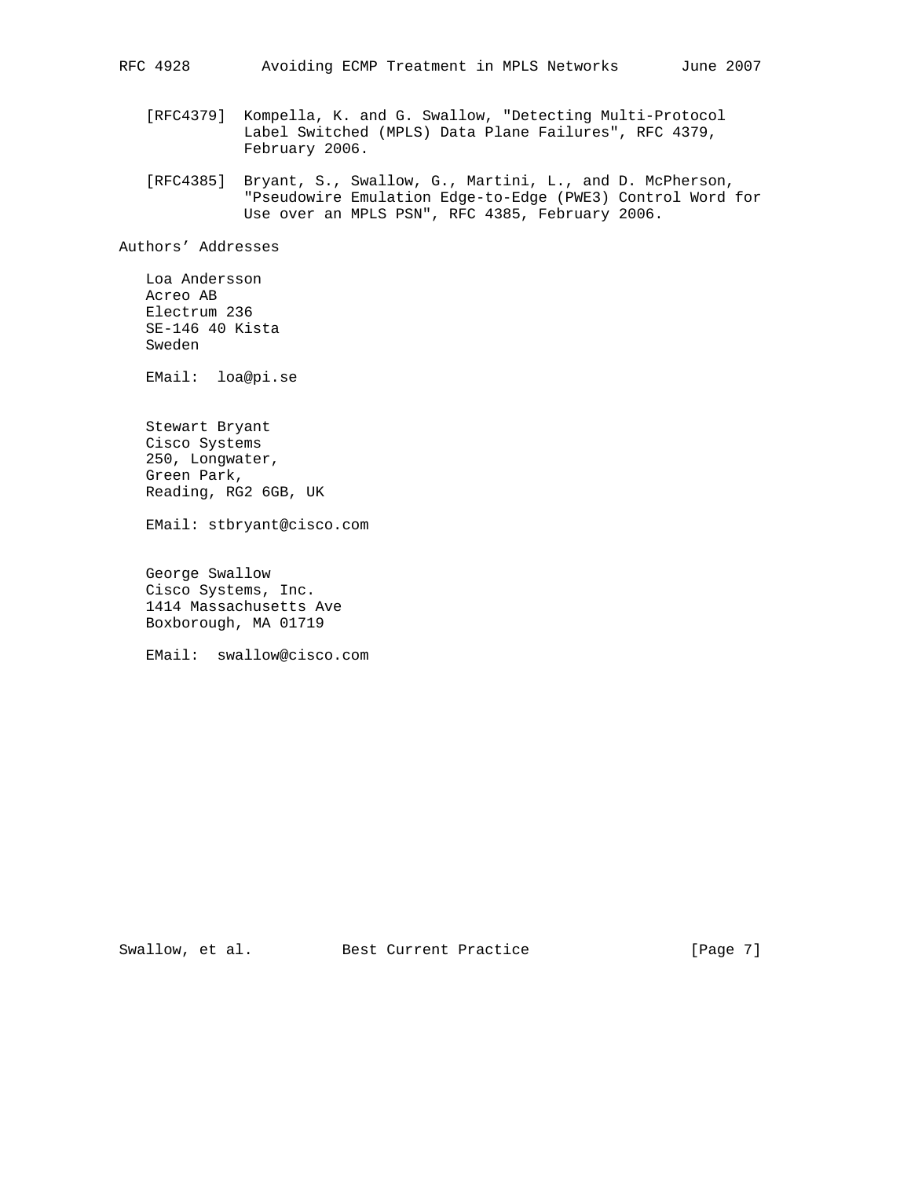[RFC4379] Kompella, K. and G. Swallow, "Detecting Multi-Protocol Label Switched (MPLS) Data Plane Failures", RFC 4379, February 2006.

[RFC4385] Bryant, S., Swallow, G., Martini, L., and D. McPherson, "Pseudowire Emulation Edge-to-Edge (PWE3) Control Word for Use over an MPLS PSN", RFC 4385, February 2006.

## Authors' Addresses

Loa Andersson
Acreo AB
Electrum 236
SE-146 40 Kista
Sweden

EMail: loa@pi.se

Stewart Bryant
Cisco Systems
250, Longwater,
Green Park,
Reading, RG2 6GB, UK

EMail: stbryant@cisco.com

George Swallow
Cisco Systems, Inc.
1414 Massachusetts Ave
Boxborough, MA 01719

EMail: swallow@cisco.com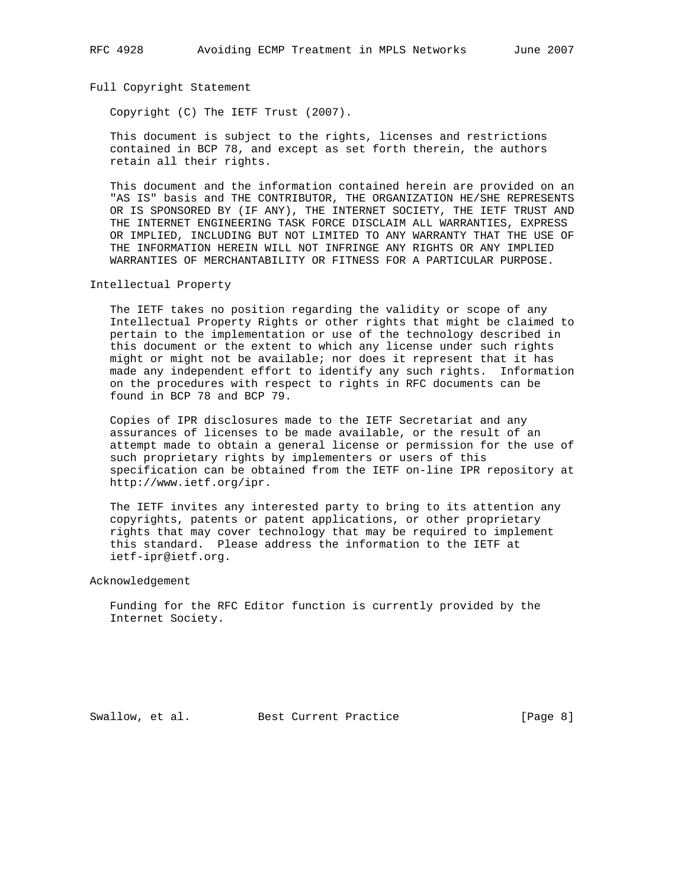## Full Copyright Statement

Copyright (C) The IETF Trust (2007).

This document is subject to the rights, licenses and restrictions contained in BCP 78, and except as set forth therein, the authors retain all their rights.

This document and the information contained herein are provided on an "AS IS" basis and THE CONTRIBUTOR, THE ORGANIZATION HE/SHE REPRESENTS OR IS SPONSORED BY (IF ANY), THE INTERNET SOCIETY, THE IETF TRUST AND THE INTERNET ENGINEERING TASK FORCE DISCLAIM ALL WARRANTIES, EXPRESS OR IMPLIED, INCLUDING BUT NOT LIMITED TO ANY WARRANTY THAT THE USE OF THE INFORMATION HEREIN WILL NOT INFRINGE ANY RIGHTS OR ANY IMPLIED WARRANTIES OF MERCHANTABILITY OR FITNESS FOR A PARTICULAR PURPOSE.

## Intellectual Property

The IETF takes no position regarding the validity or scope of any Intellectual Property Rights or other rights that might be claimed to pertain to the implementation or use of the technology described in this document or the extent to which any license under such rights might or might not be available; nor does it represent that it has made any independent effort to identify any such rights. Information on the procedures with respect to rights in RFC documents can be found in BCP 78 and BCP 79.

Copies of IPR disclosures made to the IETF Secretariat and any assurances of licenses to be made available, or the result of an attempt made to obtain a general license or permission for the use of such proprietary rights by implementers or users of this specification can be obtained from the IETF on-line IPR repository at http://www.ietf.org/ipr.

The IETF invites any interested party to bring to its attention any copyrights, patents or patent applications, or other proprietary rights that may cover technology that may be required to implement this standard. Please address the information to the IETF at ietf-ipr@ietf.org.

## Acknowledgement

Funding for the RFC Editor function is currently provided by the Internet Society.